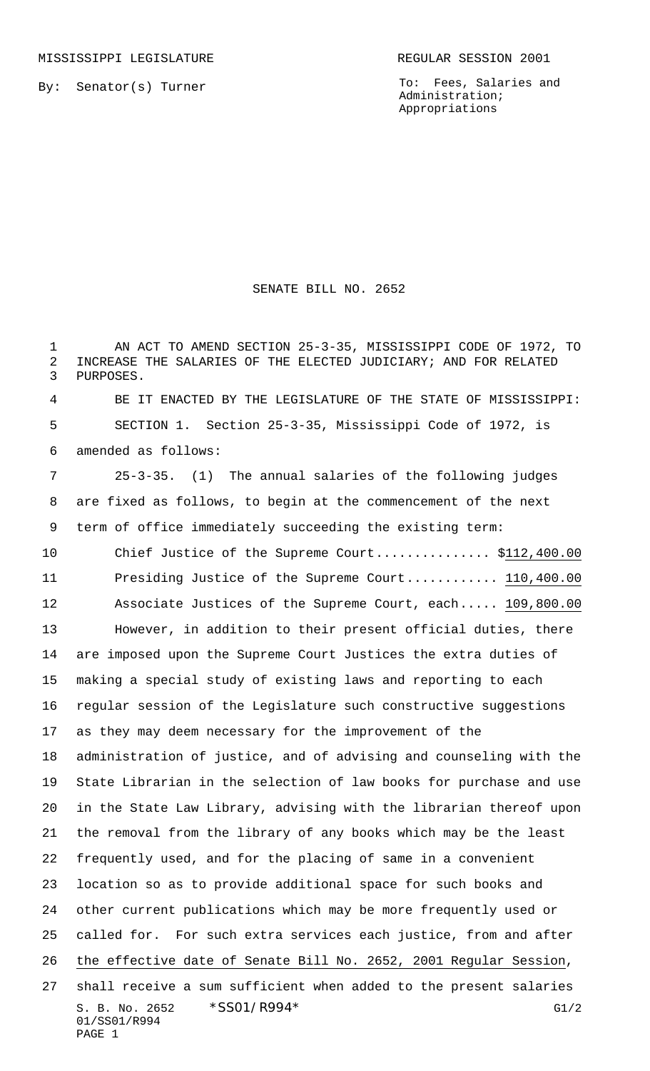MISSISSIPPI LEGISLATURE REGULAR SESSION 2001

By: Senator(s) Turner

To: Fees, Salaries and Administration; Appropriations

# SENATE BILL NO. 2652

AN ACT TO AMEND SECTION 25-3-35, MISSISSIPPI CODE OF 1972, TO INCREASE THE SALARIES OF THE ELECTED JUDICIARY; AND FOR RELATED PURPOSES.

BE IT ENACTED BY THE LEGISLATURE OF THE STATE OF MISSISSIPPI:

SECTION 1. Section 25-3-35, Mississippi Code of 1972, is amended as follows:

25-3-35. (1) The annual salaries of the following judges are fixed as follows, to begin at the commencement of the next term of office immediately succeeding the existing term:

Chief Justice of the Supreme Court............... $<u>112,400.00</u>

Presiding Justice of the Supreme Court............ <u>110,400.00</u>

Associate Justices of the Supreme Court, each..... <u>109,800.00</u>

However, in addition to their present official duties, there are imposed upon the Supreme Court Justices the extra duties of making a special study of existing laws and reporting to each regular session of the Legislature such constructive suggestions as they may deem necessary for the improvement of the administration of justice, and of advising and counseling with the State Librarian in the selection of law books for purchase and use in the State Law Library, advising with the librarian thereof upon the removal from the library of any books which may be the least frequently used, and for the placing of same in a convenient location so as to provide additional space for such books and other current publications which may be more frequently used or called for. For such extra services each justice, from and after <u>the effective date of Senate Bill No. 2652, 2001 Regular Session</u>, shall receive a sum sufficient when added to the present salaries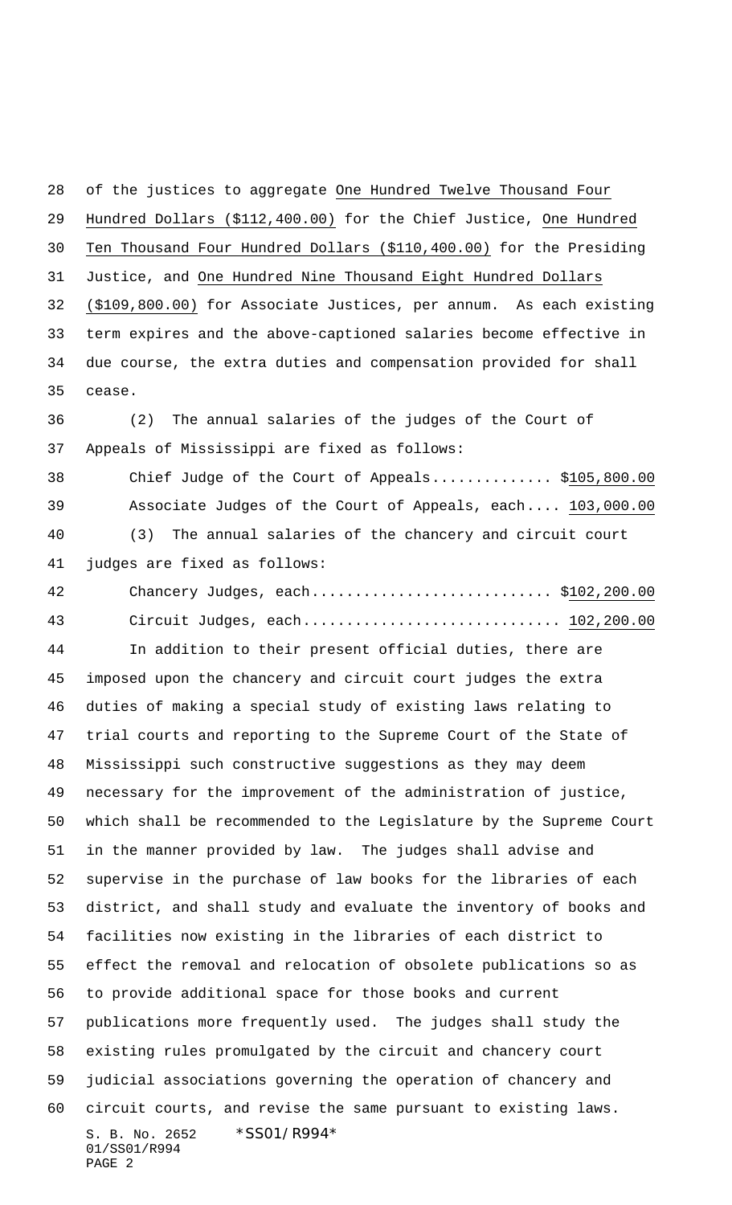of the justices to aggregate One Hundred Twelve Thousand Four Hundred Dollars ($112,400.00) for the Chief Justice, One Hundred Ten Thousand Four Hundred Dollars ($110,400.00) for the Presiding Justice, and One Hundred Nine Thousand Eight Hundred Dollars ($109,800.00) for Associate Justices, per annum. As each existing term expires and the above-captioned salaries become effective in due course, the extra duties and compensation provided for shall cease.

(2) The annual salaries of the judges of the Court of Appeals of Mississippi are fixed as follows:

Chief Judge of the Court of Appeals............. $105,800.00

Associate Judges of the Court of Appeals, each.... 103,000.00

(3) The annual salaries of the chancery and circuit court judges are fixed as follows:

Chancery Judges, each........................... $102,200.00

Circuit Judges, each............................ 102,200.00

In addition to their present official duties, there are imposed upon the chancery and circuit court judges the extra duties of making a special study of existing laws relating to trial courts and reporting to the Supreme Court of the State of Mississippi such constructive suggestions as they may deem necessary for the improvement of the administration of justice, which shall be recommended to the Legislature by the Supreme Court in the manner provided by law. The judges shall advise and supervise in the purchase of law books for the libraries of each district, and shall study and evaluate the inventory of books and facilities now existing in the libraries of each district to effect the removal and relocation of obsolete publications so as to provide additional space for those books and current publications more frequently used. The judges shall study the existing rules promulgated by the circuit and chancery court judicial associations governing the operation of chancery and circuit courts, and revise the same pursuant to existing laws.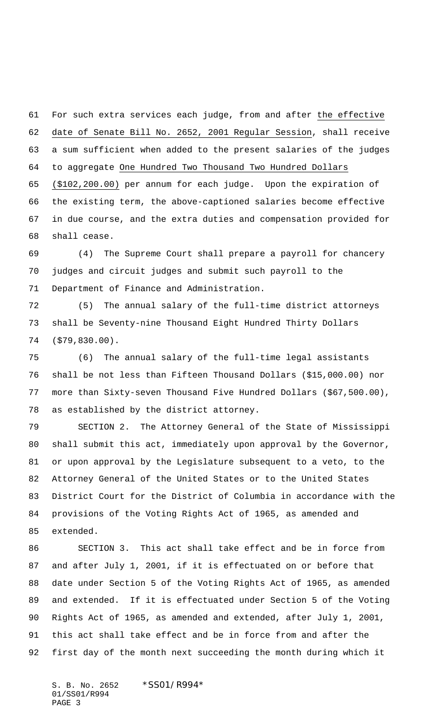For such extra services each judge, from and after the effective date of Senate Bill No. 2652, 2001 Regular Session, shall receive a sum sufficient when added to the present salaries of the judges to aggregate One Hundred Two Thousand Two Hundred Dollars ($102,200.00) per annum for each judge. Upon the expiration of the existing term, the above-captioned salaries become effective in due course, and the extra duties and compensation provided for shall cease.

(4) The Supreme Court shall prepare a payroll for chancery judges and circuit judges and submit such payroll to the Department of Finance and Administration.

(5) The annual salary of the full-time district attorneys shall be Seventy-nine Thousand Eight Hundred Thirty Dollars ($79,830.00).

(6) The annual salary of the full-time legal assistants shall be not less than Fifteen Thousand Dollars ($15,000.00) nor more than Sixty-seven Thousand Five Hundred Dollars ($67,500.00), as established by the district attorney.

SECTION 2. The Attorney General of the State of Mississippi shall submit this act, immediately upon approval by the Governor, or upon approval by the Legislature subsequent to a veto, to the Attorney General of the United States or to the United States District Court for the District of Columbia in accordance with the provisions of the Voting Rights Act of 1965, as amended and extended.

SECTION 3. This act shall take effect and be in force from and after July 1, 2001, if it is effectuated on or before that date under Section 5 of the Voting Rights Act of 1965, as amended and extended. If it is effectuated under Section 5 of the Voting Rights Act of 1965, as amended and extended, after July 1, 2001, this act shall take effect and be in force from and after the first day of the month next succeeding the month during which it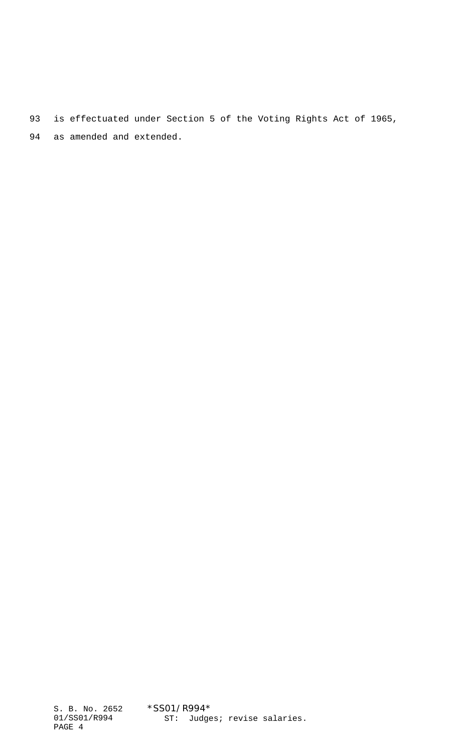93 is effectuated under Section 5 of the Voting Rights Act of 1965,

94 as amended and extended.